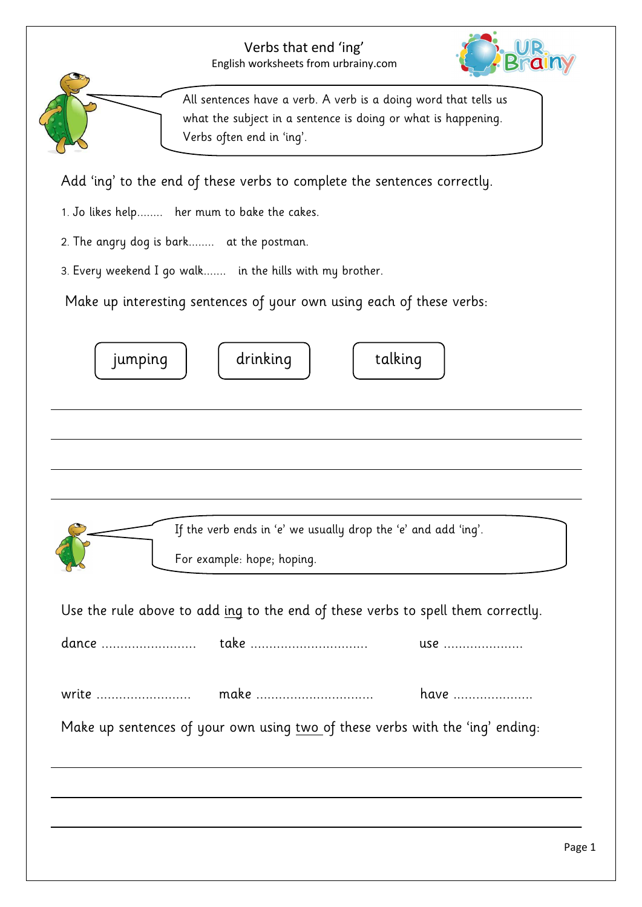# Verbs that end 'ing'

English worksheets from urbrainy.com

All sentences have a verb. A verb is a doing word that tells us what the subject in a sentence is doing or what is happening. Verbs often end in 'ing'.

Add 'ing' to the end of these verbs to complete the sentences correctly.

1. Jo likes help........ her mum to bake the cakes.
2. The angry dog is bark........ at the postman.
3. Every weekend I go walk....... in the hills with my brother.

Make up interesting sentences of your own using each of these verbs:

jumping    drinking    talking

\_\_\_\_\_\_\_\_\_\_\_\_\_\_\_\_\_\_\_\_\_\_\_\_\_\_\_\_\_\_\_\_\_\_\_\_\_\_\_\_

\_\_\_\_\_\_\_\_\_\_\_\_\_\_\_\_\_\_\_\_\_\_\_\_\_\_\_\_\_\_\_\_\_\_\_\_\_\_\_\_

\_\_\_\_\_\_\_\_\_\_\_\_\_\_\_\_\_\_\_\_\_\_\_\_\_\_\_\_\_\_\_\_\_\_\_\_\_\_\_\_

\_\_\_\_\_\_\_\_\_\_\_\_\_\_\_\_\_\_\_\_\_\_\_\_\_\_\_\_\_\_\_\_\_\_\_\_\_\_\_\_

If the verb ends in 'e' we usually drop the 'e' and add 'ing'.

For example: hope; hoping.

Use the rule above to add ing to the end of these verbs to spell them correctly.

dance .........................    take ...............................    use .....................

write .........................    make ...............................    have .....................

Make up sentences of your own using two of these verbs with the 'ing' ending:

\_\_\_\_\_\_\_\_\_\_\_\_\_\_\_\_\_\_\_\_\_\_\_\_\_\_\_\_\_\_\_\_\_\_\_\_\_\_\_\_

\_\_\_\_\_\_\_\_\_\_\_\_\_\_\_\_\_\_\_\_\_\_\_\_\_\_\_\_\_\_\_\_\_\_\_\_\_\_\_\_

\_\_\_\_\_\_\_\_\_\_\_\_\_\_\_\_\_\_\_\_\_\_\_\_\_\_\_\_\_\_\_\_\_\_\_\_\_\_\_\_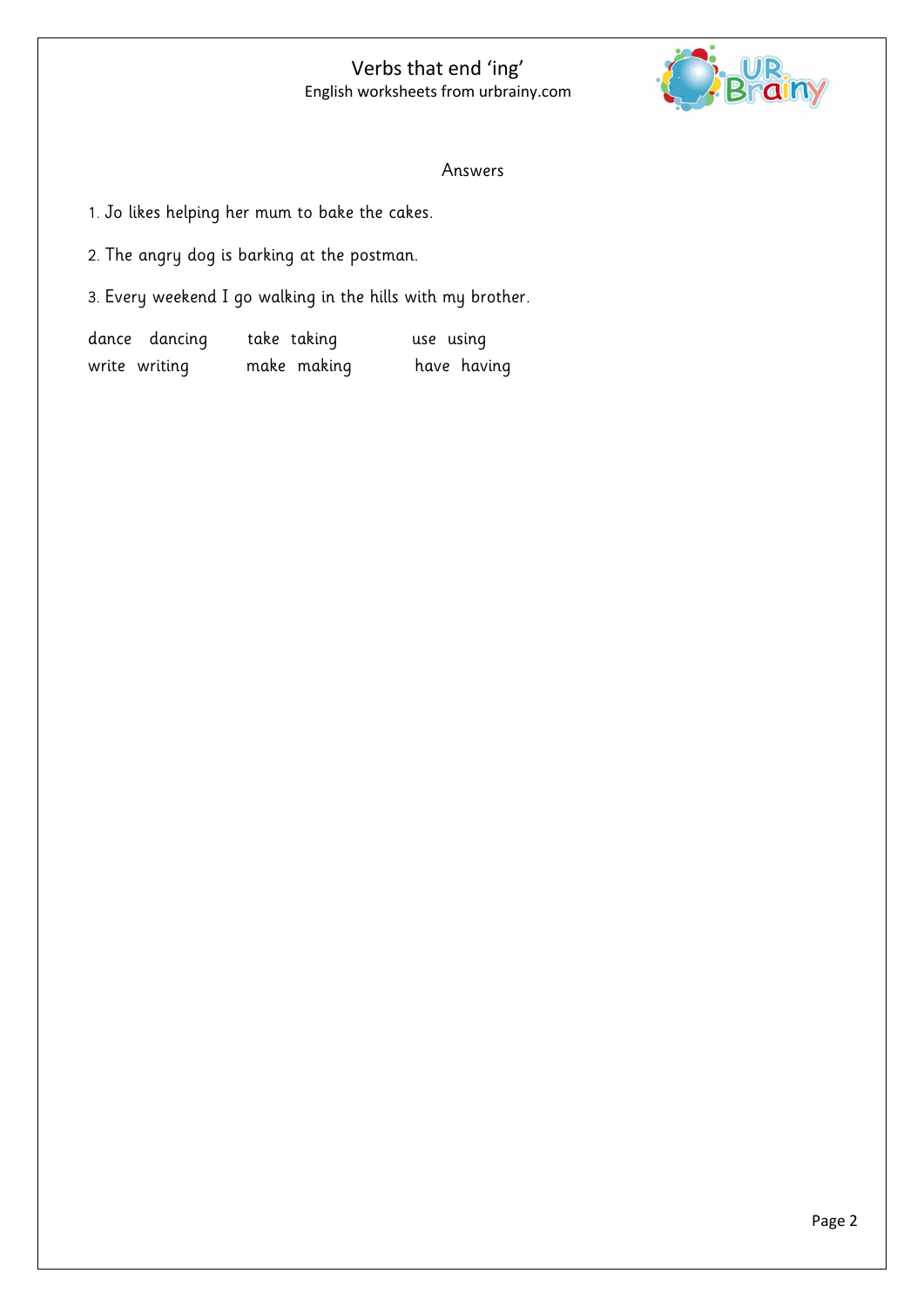Answers

1. Jo likes helping her mum to bake the cakes.

2. The angry dog is barking at the postman.

3. Every weekend I go walking in the hills with my brother.

| | | | | | |
|---|---|---|---|---|---|
| dance | dancing | take | taking | use | using |
| write | writing | make | making | have | having |